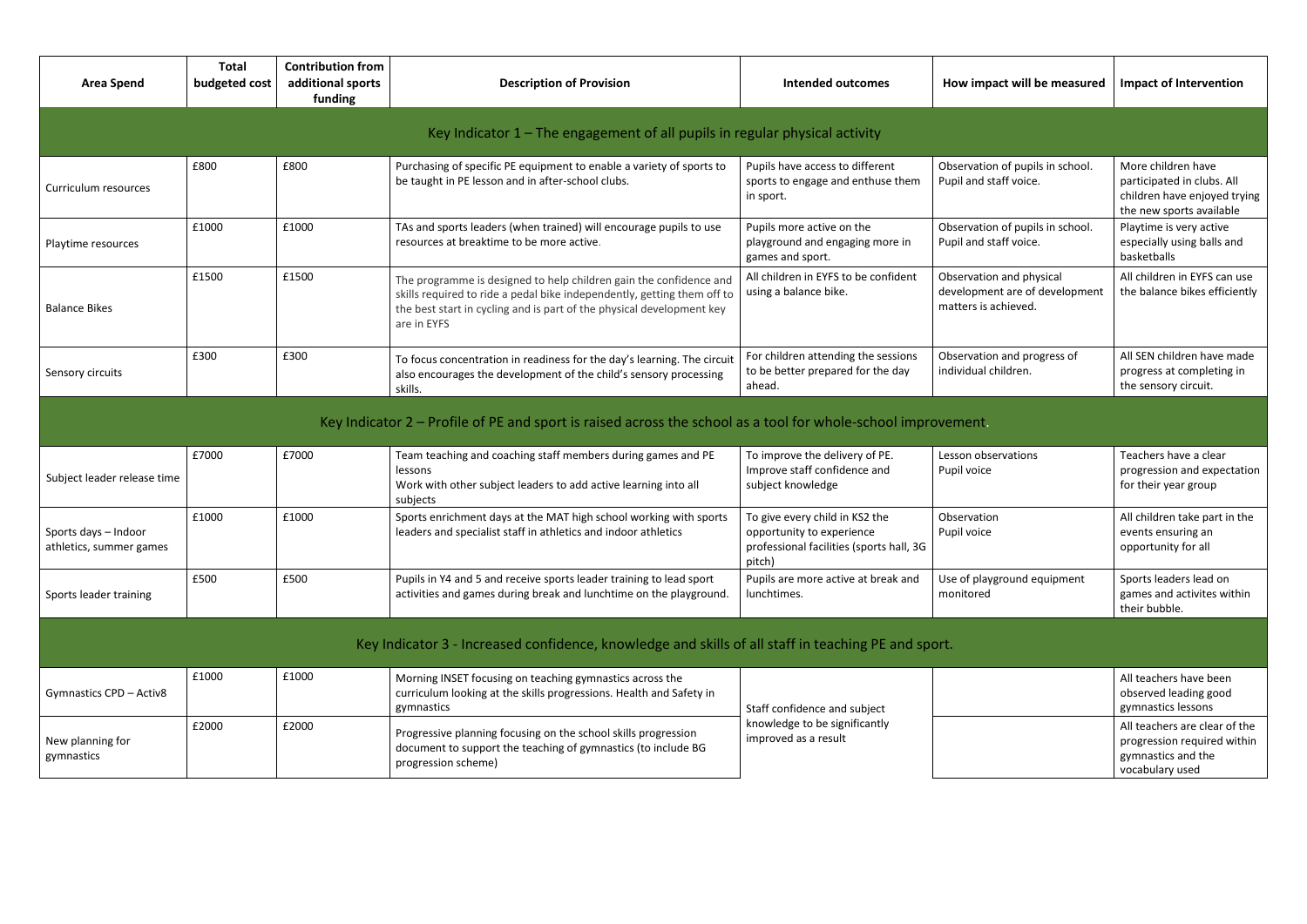| Area Spend | Total budgeted cost | Contribution from additional sports funding | Description of Provision | Intended outcomes | How impact will be measured | Impact of Intervention |
|---|---|---|---|---|---|---|
| **Key Indicator 1 – The engagement of all pupils in regular physical activity** | | | | | | |
| Curriculum resources | £800 | £800 | Purchasing of specific PE equipment to enable a variety of sports to be taught in PE lesson and in after-school clubs. | Pupils have access to different sports to engage and enthuse them in sport. | Observation of pupils in school. Pupil and staff voice. | More children have participated in clubs. All children have enjoyed trying the new sports available |
| Playtime resources | £1000 | £1000 | TAs and sports leaders (when trained) will encourage pupils to use resources at breaktime to be more active. | Pupils more active on the playground and engaging more in games and sport. | Observation of pupils in school. Pupil and staff voice. | Playtime is very active especially using balls and basketballs |
| Balance Bikes | £1500 | £1500 | The programme is designed to help children gain the confidence and skills required to ride a pedal bike independently, getting them off to the best start in cycling and is part of the physical development key are in EYFS | All children in EYFS to be confident using a balance bike. | Observation and physical development are of development matters is achieved. | All children in EYFS can use the balance bikes efficiently |
| Sensory circuits | £300 | £300 | To focus concentration in readiness for the day's learning. The circuit also encourages the development of the child's sensory processing skills. | For children attending the sessions to be better prepared for the day ahead. | Observation and progress of individual children. | All SEN children have made progress at completing in the sensory circuit. |
| **Key Indicator 2 – Profile of PE and sport is raised across the school as a tool for whole-school improvement.** | | | | | | |
| Subject leader release time | £7000 | £7000 | Team teaching and coaching staff members during games and PE lessons<br>Work with other subject leaders to add active learning into all subjects | To improve the delivery of PE. Improve staff confidence and subject knowledge | Lesson observations<br>Pupil voice | Teachers have a clear progression and expectation for their year group |
| Sports days – Indoor athletics, summer games | £1000 | £1000 | Sports enrichment days at the MAT high school working with sports leaders and specialist staff in athletics and indoor athletics | To give every child in KS2 the opportunity to experience professional facilities (sports hall, 3G pitch) | Observation<br>Pupil voice | All children take part in the events ensuring an opportunity for all |
| Sports leader training | £500 | £500 | Pupils in Y4 and 5 and receive sports leader training to lead sport activities and games during break and lunchtime on the playground. | Pupils are more active at break and lunchtimes. | Use of playground equipment monitored | Sports leaders lead on games and activites within their bubble. |
| **Key Indicator 3 - Increased confidence, knowledge and skills of all staff in teaching PE and sport.** | | | | | | |
| Gymnastics CPD – Activ8 | £1000 | £1000 | Morning INSET focusing on teaching gymnastics across the curriculum looking at the skills progressions. Health and Safety in gymnastics | Staff confidence and subject knowledge to be significantly improved as a result | | All teachers have been observed leading good gymnastics lessons |
| New planning for gymnastics | £2000 | £2000 | Progressive planning focusing on the school skills progression document to support the teaching of gymnastics (to include BG progression scheme) | | | All teachers are clear of the progression required within gymnastics and the vocabulary used |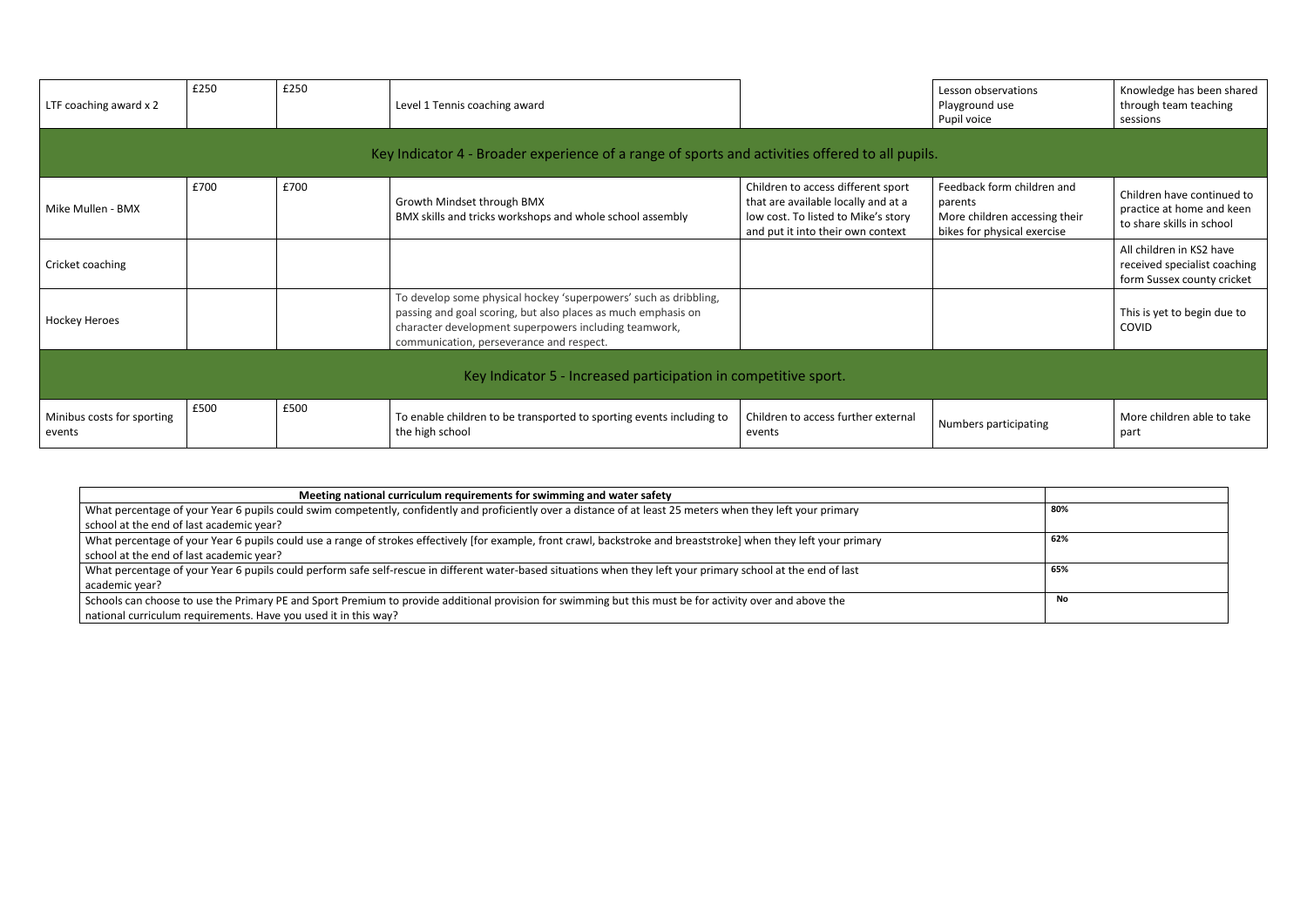| | | | | | | |
|---|---|---|---|---|---|---|
| LTF coaching award x 2 | £250 | £250 | Level 1 Tennis coaching award | | Lesson observations<br>Playground use<br>Pupil voice | Knowledge has been shared through team teaching sessions |
| **Key Indicator 4 - Broader experience of a range of sports and activities offered to all pupils.** | | | | | | |
| Mike Mullen - BMX | £700 | £700 | Growth Mindset through BMX<br>BMX skills and tricks workshops and whole school assembly | Children to access different sport that are available locally and at a low cost. To listed to Mike's story and put it into their own context | Feedback form children and parents<br>More children accessing their bikes for physical exercise | Children have continued to practice at home and keen to share skills in school |
| Cricket coaching | | | | | | All children in KS2 have received specialist coaching form Sussex county cricket |
| Hockey Heroes | | | To develop some physical hockey 'superpowers' such as dribbling, passing and goal scoring, but also places as much emphasis on character development superpowers including teamwork, communication, perseverance and respect. | | | This is yet to begin due to COVID |
| **Key Indicator 5 - Increased participation in competitive sport.** | | | | | | |
| Minibus costs for sporting events | £500 | £500 | To enable children to be transported to sporting events including to the high school | Children to access further external events | Numbers participating | More children able to take part |

| Meeting national curriculum requirements for swimming and water safety | |
|---|---|
| What percentage of your Year 6 pupils could swim competently, confidently and proficiently over a distance of at least 25 meters when they left your primary school at the end of last academic year? | 80% |
| What percentage of your Year 6 pupils could use a range of strokes effectively [for example, front crawl, backstroke and breaststroke] when they left your primary school at the end of last academic year? | 62% |
| What percentage of your Year 6 pupils could perform safe self-rescue in different water-based situations when they left your primary school at the end of last academic year? | 65% |
| Schools can choose to use the Primary PE and Sport Premium to provide additional provision for swimming but this must be for activity over and above the national curriculum requirements. Have you used it in this way? | No |